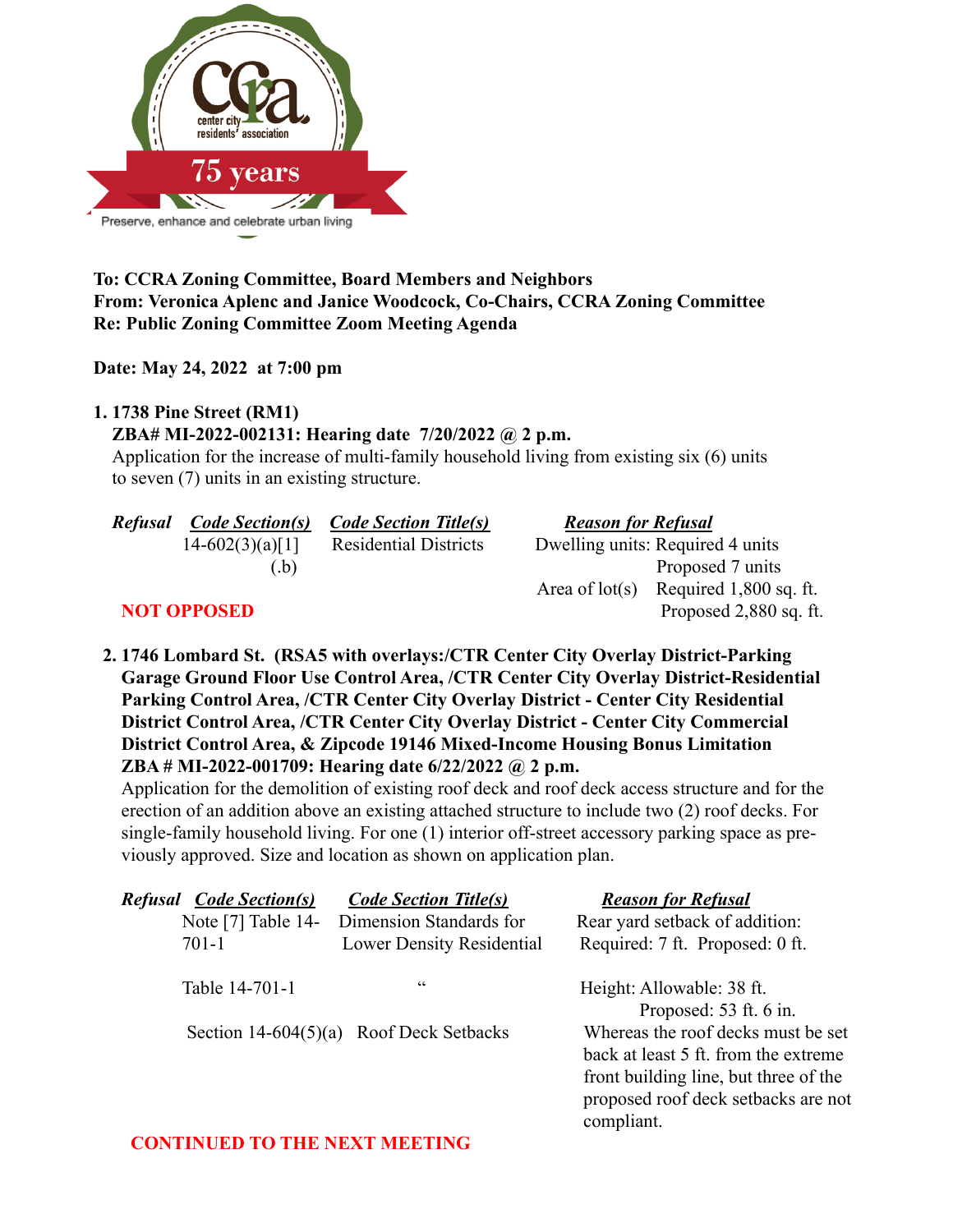center city residents' association

75 years

Preserve, enhance and celebrate urban living

**To: CCRA Zoning Committee, Board Members and Neighbors**
**From: Veronica Aplenc and Janice Woodcock, Co-Chairs, CCRA Zoning Committee**
**Re: Public Zoning Committee Zoom Meeting Agenda**

**Date: May 24, 2022 at 7:00 pm**

**1. 1738 Pine Street (RM1)**
**ZBA# MI-2022-002131: Hearing date 7/20/2022 @ 2 p.m.**
Application for the increase of multi-family household living from existing six (6) units to seven (7) units in an existing structure.

| Refusal | Code Section(s) | Code Section Title(s) | Reason for Refusal |
|---|---|---|---|
| | 14-602(3)(a)[1] (.b) | Residential Districts | Dwelling units: Required 4 units<br>Proposed 7 units<br>Area of lot(s) Required 1,800 sq. ft.<br>Proposed 2,880 sq. ft. |

**NOT OPPOSED**

**2. 1746 Lombard St. (RSA5 with overlays:/CTR Center City Overlay District-Parking Garage Ground Floor Use Control Area, /CTR Center City Overlay District-Residential Parking Control Area, /CTR Center City Overlay District - Center City Residential District Control Area, /CTR Center City Overlay District - Center City Commercial District Control Area, & Zipcode 19146 Mixed-Income Housing Bonus Limitation**
**ZBA # MI-2022-001709: Hearing date 6/22/2022 @ 2 p.m.**
Application for the demolition of existing roof deck and roof deck access structure and for the erection of an addition above an existing attached structure to include two (2) roof decks. For single-family household living. For one (1) interior off-street accessory parking space as previously approved. Size and location as shown on application plan.

| Refusal | Code Section(s) | Code Section Title(s) | Reason for Refusal |
|---|---|---|---|
| | Note [7] Table 14-701-1 | Dimension Standards for Lower Density Residential | Rear yard setback of addition: Required: 7 ft. Proposed: 0 ft. |
| | Table 14-701-1 | " | Height: Allowable: 38 ft.<br>Proposed: 53 ft. 6 in. |
| | Section 14-604(5)(a) | Roof Deck Setbacks | Whereas the roof decks must be set back at least 5 ft. from the extreme front building line, but three of the proposed roof deck setbacks are not compliant. |

**CONTINUED TO THE NEXT MEETING**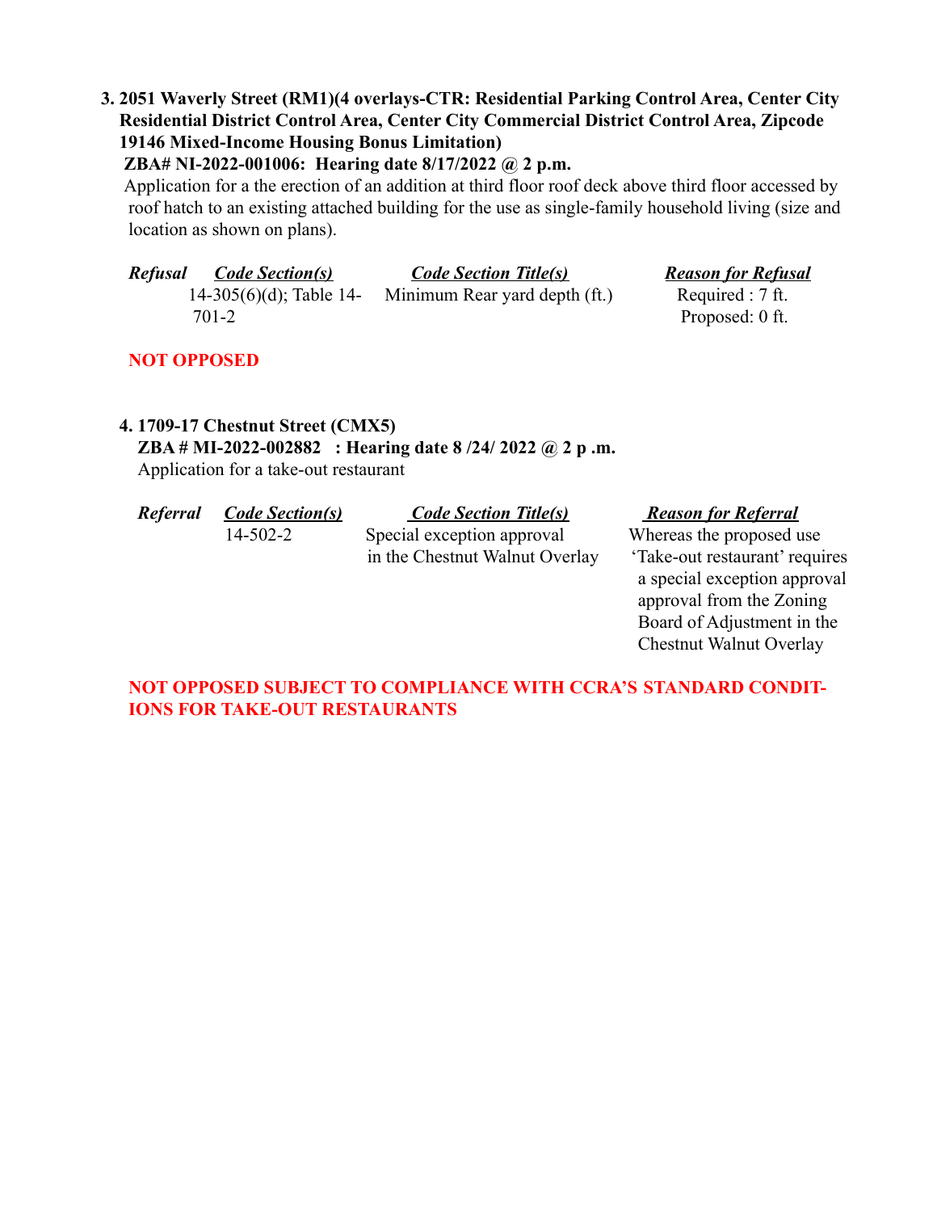3. **2051 Waverly Street (RM1)(4 overlays-CTR: Residential Parking Control Area, Center City Residential District Control Area, Center City Commercial District Control Area, Zipcode 19146 Mixed-Income Housing Bonus Limitation)**

   **ZBA# NI-2022-001006: Hearing date 8/17/2022 @ 2 p.m.**

   Application for a the erection of an addition at third floor roof deck above third floor accessed by roof hatch to an existing attached building for the use as single-family household living (size and location as shown on plans).

| ***Refusal*** | ***Code Section(s)*** | ***Code Section Title(s)*** | ***Reason for Refusal*** |
|---|---|---|---|
| | 14-305(6)(d); Table 14-701-2 | Minimum Rear yard depth (ft.) | Required : 7 ft. Proposed: 0 ft. |

**NOT OPPOSED**

4. **1709-17 Chestnut Street (CMX5)**

   **ZBA # MI-2022-002882 : Hearing date 8 /24/ 2022 @ 2 p .m.**

   Application for a take-out restaurant

| ***Referral*** | ***Code Section(s)*** | ***Code Section Title(s)*** | ***Reason for Referral*** |
|---|---|---|---|
| | 14-502-2 | Special exception approval in the Chestnut Walnut Overlay | Whereas the proposed use 'Take-out restaurant' requires a special exception approval approval from the Zoning Board of Adjustment in the Chestnut Walnut Overlay |

**NOT OPPOSED SUBJECT TO COMPLIANCE WITH CCRA'S STANDARD CONDITIONS FOR TAKE-OUT RESTAURANTS**